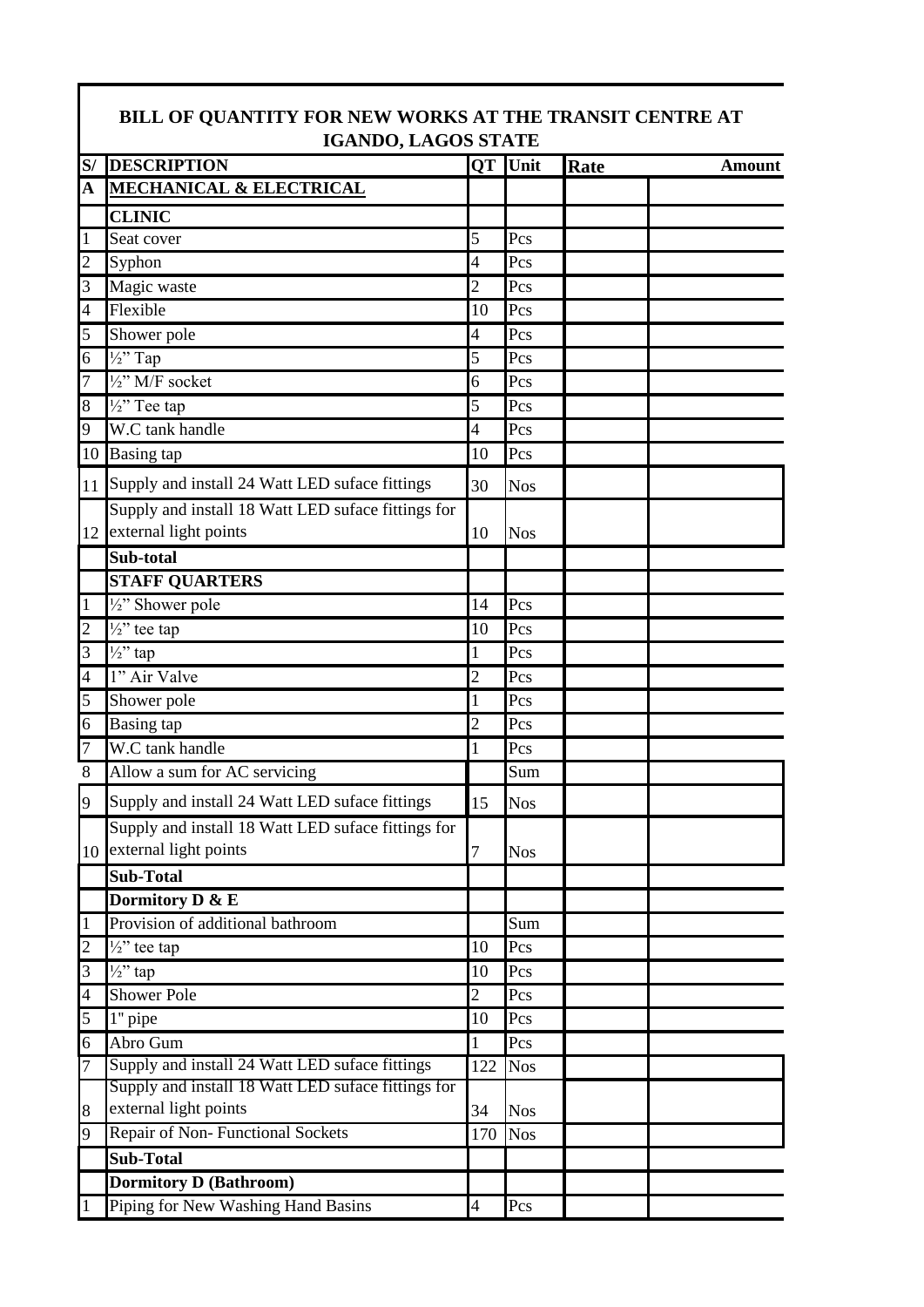# BILL OF QUANTITY FOR NEW WORKS AT THE TRANSIT CENTRE AT IGANDO, LAGOS STATE

| S/ | DESCRIPTION | QT | Unit | Rate | Amount |
|---|---|---|---|---|---|
| **A** | **MECHANICAL & ELECTRICAL** | | | | |
| | **CLINIC** | | | | |
| 1 | Seat cover | 5 | Pcs | | |
| 2 | Syphon | 4 | Pcs | | |
| 3 | Magic waste | 2 | Pcs | | |
| 4 | Flexible | 10 | Pcs | | |
| 5 | Shower pole | 4 | Pcs | | |
| 6 | ½" Tap | 5 | Pcs | | |
| 7 | ½" M/F socket | 6 | Pcs | | |
| 8 | ½" Tee tap | 5 | Pcs | | |
| 9 | W.C tank handle | 4 | Pcs | | |
| 10 | Basing tap | 10 | Pcs | | |
| 11 | Supply and install 24 Watt LED suface fittings | 30 | Nos | | |
| 12 | Supply and install 18 Watt LED suface fittings for external light points | 10 | Nos | | |
| | **Sub-total** | | | | |
| | **STAFF QUARTERS** | | | | |
| 1 | ½" Shower pole | 14 | Pcs | | |
| 2 | ½" tee tap | 10 | Pcs | | |
| 3 | ½" tap | 1 | Pcs | | |
| 4 | 1" Air Valve | 2 | Pcs | | |
| 5 | Shower pole | 1 | Pcs | | |
| 6 | Basing tap | 2 | Pcs | | |
| 7 | W.C tank handle | 1 | Pcs | | |
| 8 | Allow a sum for AC servicing | | Sum | | |
| 9 | Supply and install 24 Watt LED suface fittings | 15 | Nos | | |
| 10 | Supply and install 18 Watt LED suface fittings for external light points | 7 | Nos | | |
| | **Sub-Total** | | | | |
| | **Dormitory D & E** | | | | |
| 1 | Provision of additional bathroom | | Sum | | |
| 2 | ½" tee tap | 10 | Pcs | | |
| 3 | ½" tap | 10 | Pcs | | |
| 4 | Shower Pole | 2 | Pcs | | |
| 5 | 1" pipe | 10 | Pcs | | |
| 6 | Abro Gum | 1 | Pcs | | |
| 7 | Supply and install 24 Watt LED suface fittings | 122 | Nos | | |
| 8 | Supply and install 18 Watt LED suface fittings for external light points | 34 | Nos | | |
| 9 | Repair of Non- Functional Sockets | 170 | Nos | | |
| | **Sub-Total** | | | | |
| | **Dormitory D (Bathroom)** | | | | |
| 1 | Piping for New Washing Hand Basins | 4 | Pcs | | |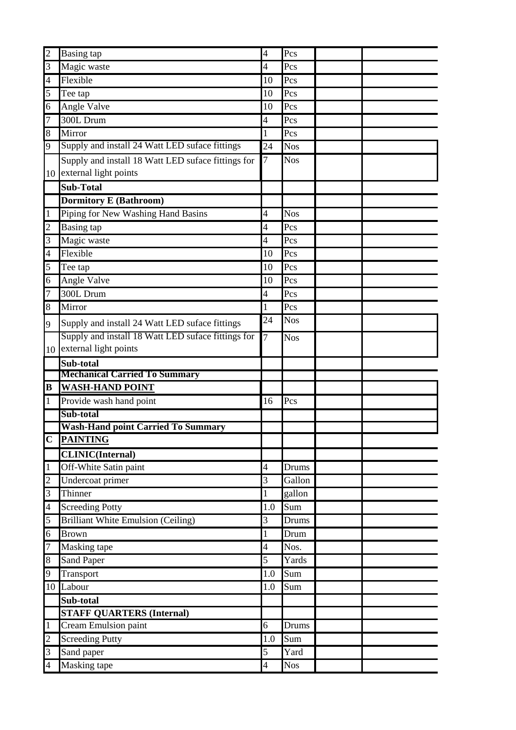| | | | | | |
|---|---|---|---|---|---|
| 2 | Basing tap | 4 | Pcs | | |
| 3 | Magic waste | 4 | Pcs | | |
| 4 | Flexible | 10 | Pcs | | |
| 5 | Tee tap | 10 | Pcs | | |
| 6 | Angle Valve | 10 | Pcs | | |
| 7 | 300L Drum | 4 | Pcs | | |
| 8 | Mirror | 1 | Pcs | | |
| 9 | Supply and install 24 Watt LED suface fittings | 24 | Nos | | |
| 10 | Supply and install 18 Watt LED suface fittings for external light points | 7 | Nos | | |
| | **Sub-Total** | | | | |
| | **Dormitory E (Bathroom)** | | | | |
| 1 | Piping for New Washing Hand Basins | 4 | Nos | | |
| 2 | Basing tap | 4 | Pcs | | |
| 3 | Magic waste | 4 | Pcs | | |
| 4 | Flexible | 10 | Pcs | | |
| 5 | Tee tap | 10 | Pcs | | |
| 6 | Angle Valve | 10 | Pcs | | |
| 7 | 300L Drum | 4 | Pcs | | |
| 8 | Mirror | 1 | Pcs | | |
| 9 | Supply and install 24 Watt LED suface fittings | 24 | Nos | | |
| 10 | Supply and install 18 Watt LED suface fittings for external light points | 7 | Nos | | |
| | **Sub-total** | | | | |
| | **Mechanical Carried To Summary** | | | | |
| **B** | **WASH-HAND POINT** | | | | |
| 1 | Provide wash hand point | 16 | Pcs | | |
| | **Sub-total** | | | | |
| | **Wash-Hand point Carried To Summary** | | | | |
| **C** | **PAINTING** | | | | |
| | **CLINIC(Internal)** | | | | |
| 1 | Off-White Satin paint | 4 | Drums | | |
| 2 | Undercoat primer | 3 | Gallon | | |
| 3 | Thinner | 1 | gallon | | |
| 4 | Screeding Potty | 1.0 | Sum | | |
| 5 | Brilliant White Emulsion (Ceiling) | 3 | Drums | | |
| 6 | Brown | 1 | Drum | | |
| 7 | Masking tape | 4 | Nos. | | |
| 8 | Sand Paper | 5 | Yards | | |
| 9 | Transport | 1.0 | Sum | | |
| 10 | Labour | 1.0 | Sum | | |
| | **Sub-total** | | | | |
| | **STAFF QUARTERS (Internal)** | | | | |
| 1 | Cream Emulsion paint | 6 | Drums | | |
| 2 | Screeding Putty | 1.0 | Sum | | |
| 3 | Sand paper | 5 | Yard | | |
| 4 | Masking tape | 4 | Nos | | |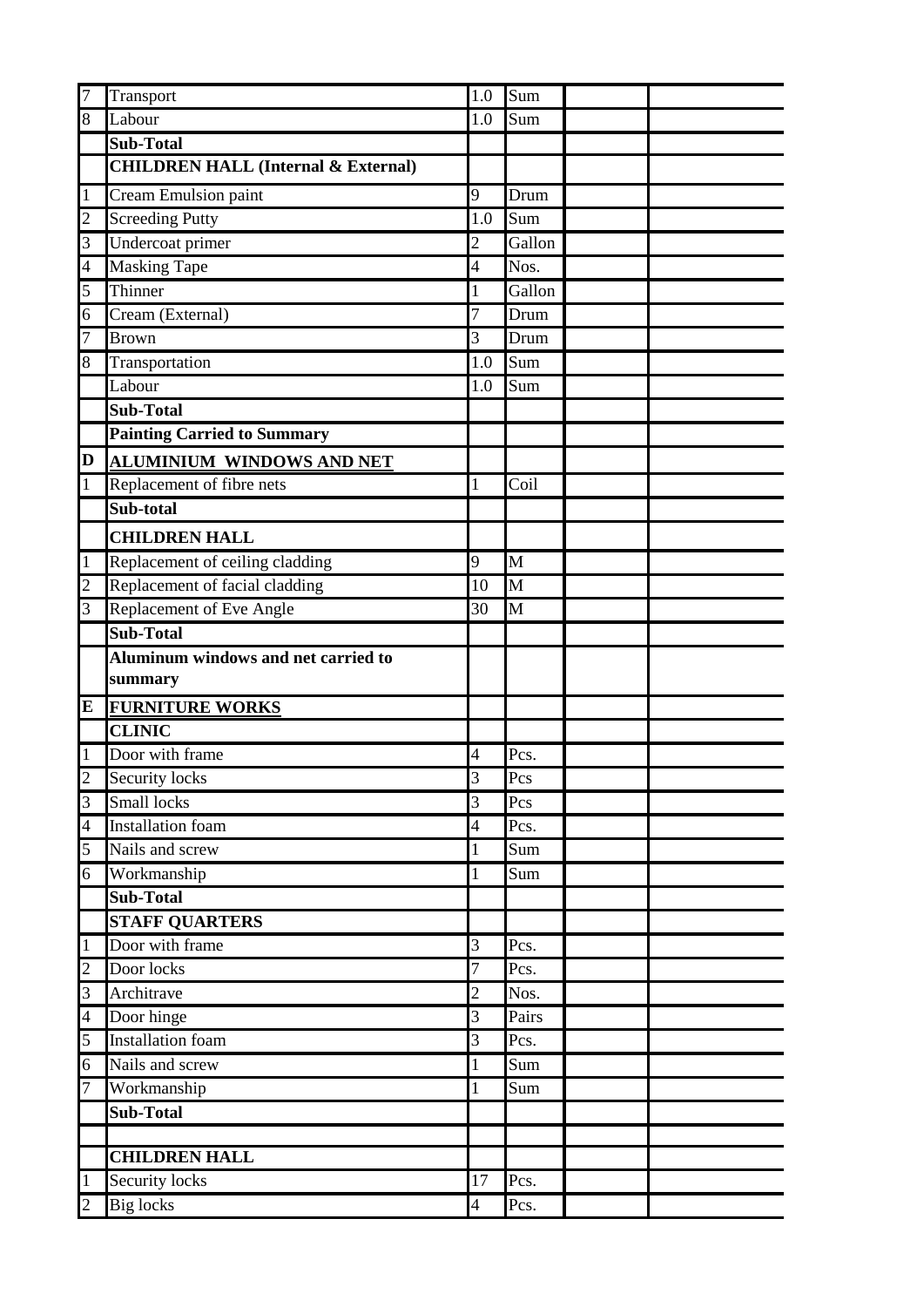| | | | | | |
|---|---|---|---|---|---|
| 7 | Transport | 1.0 | Sum | | |
| 8 | Labour | 1.0 | Sum | | |
| | **Sub-Total** | | | | |
| | **CHILDREN HALL (Internal & External)** | | | | |
| 1 | Cream Emulsion paint | 9 | Drum | | |
| 2 | Screeding Putty | 1.0 | Sum | | |
| 3 | Undercoat primer | 2 | Gallon | | |
| 4 | Masking Tape | 4 | Nos. | | |
| 5 | Thinner | 1 | Gallon | | |
| 6 | Cream (External) | 7 | Drum | | |
| 7 | Brown | 3 | Drum | | |
| 8 | Transportation | 1.0 | Sum | | |
| | Labour | 1.0 | Sum | | |
| | **Sub-Total** | | | | |
| | **Painting Carried to Summary** | | | | |
| **D** | **ALUMINIUM WINDOWS AND NET** | | | | |
| 1 | Replacement of fibre nets | 1 | Coil | | |
| | **Sub-total** | | | | |
| | **CHILDREN HALL** | | | | |
| 1 | Replacement of ceiling cladding | 9 | M | | |
| 2 | Replacement of facial cladding | 10 | M | | |
| 3 | Replacement of Eve Angle | 30 | M | | |
| | **Sub-Total** | | | | |
| | **Aluminum windows and net carried to summary** | | | | |
| **E** | **FURNITURE WORKS** | | | | |
| | **CLINIC** | | | | |
| 1 | Door with frame | 4 | Pcs. | | |
| 2 | Security locks | 3 | Pcs | | |
| 3 | Small locks | 3 | Pcs | | |
| 4 | Installation foam | 4 | Pcs. | | |
| 5 | Nails and screw | 1 | Sum | | |
| 6 | Workmanship | 1 | Sum | | |
| | **Sub-Total** | | | | |
| | **STAFF QUARTERS** | | | | |
| 1 | Door with frame | 3 | Pcs. | | |
| 2 | Door locks | 7 | Pcs. | | |
| 3 | Architrave | 2 | Nos. | | |
| 4 | Door hinge | 3 | Pairs | | |
| 5 | Installation foam | 3 | Pcs. | | |
| 6 | Nails and screw | 1 | Sum | | |
| 7 | Workmanship | 1 | Sum | | |
| | **Sub-Total** | | | | |
| | | | | | |
| | **CHILDREN HALL** | | | | |
| 1 | Security locks | 17 | Pcs. | | |
| 2 | Big locks | 4 | Pcs. | | |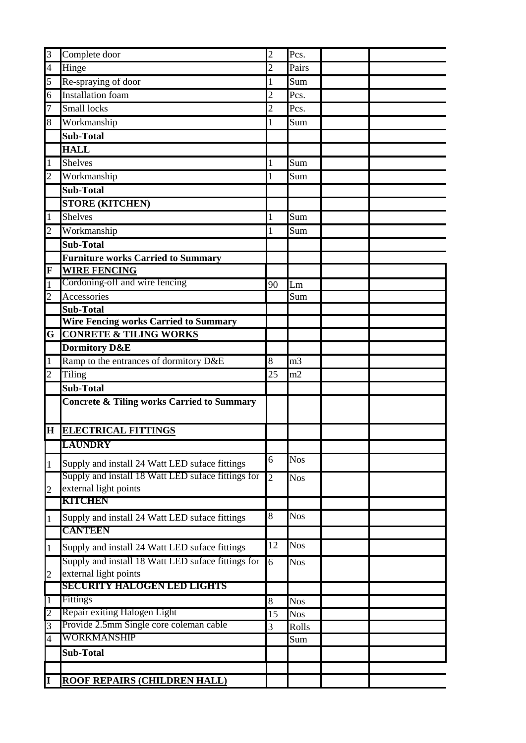| | | | | | |
|---|---|---|---|---|---|
| 3 | Complete door | 2 | Pcs. | | |
| 4 | Hinge | 2 | Pairs | | |
| 5 | Re-spraying of door | 1 | Sum | | |
| 6 | Installation foam | 2 | Pcs. | | |
| 7 | Small locks | 2 | Pcs. | | |
| 8 | Workmanship | 1 | Sum | | |
| | **Sub-Total** | | | | |
| | **HALL** | | | | |
| 1 | Shelves | 1 | Sum | | |
| 2 | Workmanship | 1 | Sum | | |
| | **Sub-Total** | | | | |
| | **STORE (KITCHEN)** | | | | |
| 1 | Shelves | 1 | Sum | | |
| 2 | Workmanship | 1 | Sum | | |
| | **Sub-Total** | | | | |
| | **Furniture works Carried to Summary** | | | | |
| **F** | **WIRE FENCING** | | | | |
| 1 | Cordoning-off and wire fencing | 90 | Lm | | |
| 2 | Accessories | | Sum | | |
| | **Sub-Total** | | | | |
| | **Wire Fencing works Carried to Summary** | | | | |
| **G** | **CONRETE & TILING WORKS** | | | | |
| | **Dormitory D&E** | | | | |
| 1 | Ramp to the entrances of dormitory D&E | 8 | m3 | | |
| 2 | Tiling | 25 | m2 | | |
| | **Sub-Total** | | | | |
| | **Concrete & Tiling works Carried to Summary** | | | | |
| **H** | **ELECTRICAL FITTINGS** | | | | |
| | **LAUNDRY** | | | | |
| 1 | Supply and install 24 Watt LED suface fittings | 6 | Nos | | |
| 2 | Supply and install 18 Watt LED suface fittings for external light points | 2 | Nos | | |
| | **KITCHEN** | | | | |
| 1 | Supply and install 24 Watt LED suface fittings | 8 | Nos | | |
| | **CANTEEN** | | | | |
| 1 | Supply and install 24 Watt LED suface fittings | 12 | Nos | | |
| 2 | Supply and install 18 Watt LED suface fittings for external light points | 6 | Nos | | |
| | **SECURITY HALOGEN LED LIGHTS** | | | | |
| 1 | Fittings | 8 | Nos | | |
| 2 | Repair exiting Halogen Light | 15 | Nos | | |
| 3 | Provide 2.5mm Single core coleman cable | 3 | Rolls | | |
| 4 | WORKMANSHIP | | Sum | | |
| | **Sub-Total** | | | | |
| | | | | | |
| **I** | **ROOF REPAIRS (CHILDREN HALL)** | | | | |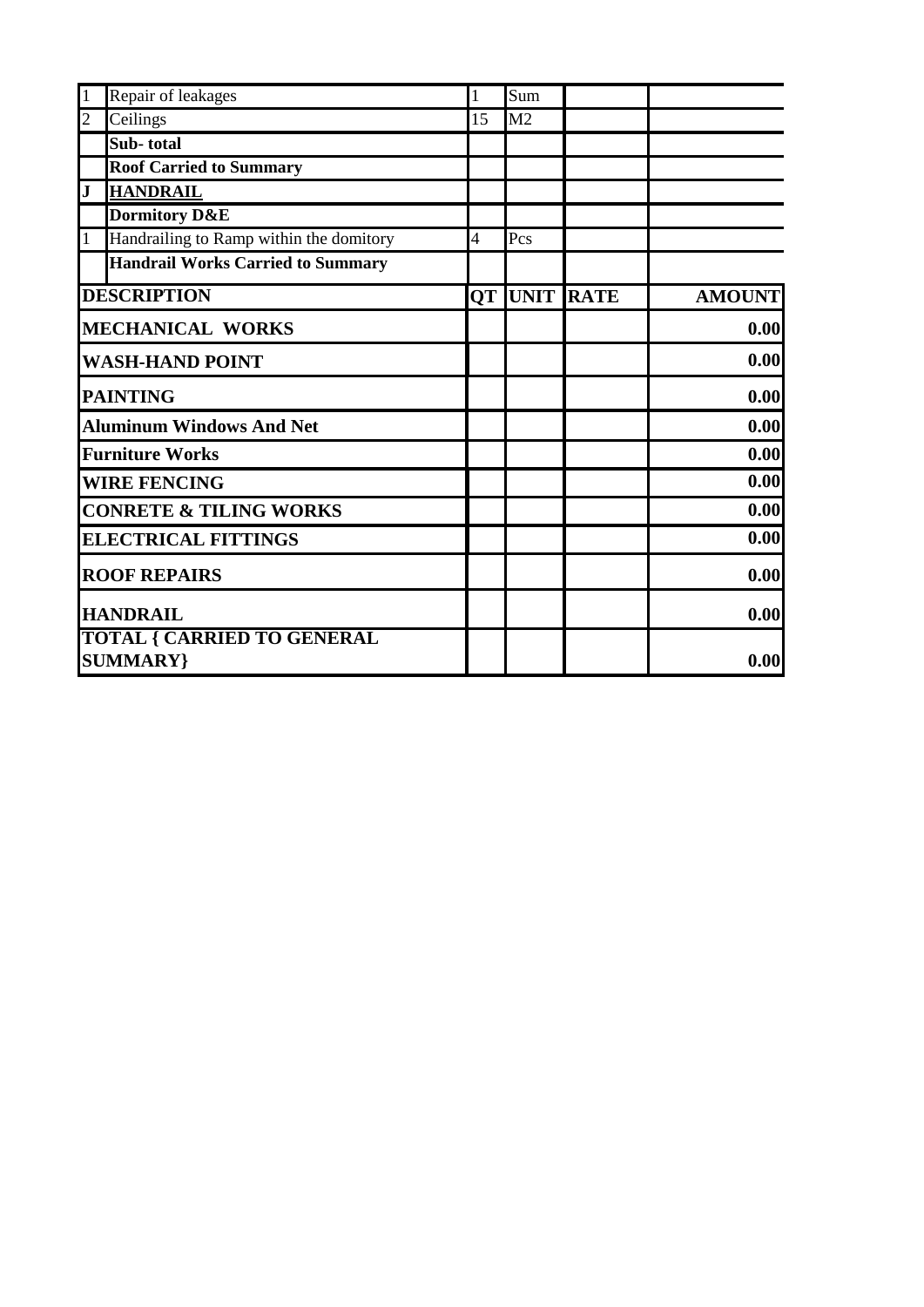| | | | | | |
|---|---|---|---|---|---|
| 1 | Repair of leakages | 1 | Sum | | |
| 2 | Ceilings | 15 | M2 | | |
| | **Sub- total** | | | | |
| | **Roof Carried to Summary** | | | | |
| **J** | **HANDRAIL** | | | | |
| | **Dormitory D&E** | | | | |
| 1 | Handrailing to Ramp within the domitory | 4 | Pcs | | |
| | **Handrail Works Carried to Summary** | | | | |

| DESCRIPTION | QT | UNIT | RATE | AMOUNT |
|---|---|---|---|---|
| **MECHANICAL WORKS** | | | | **0.00** |
| **WASH-HAND POINT** | | | | **0.00** |
| **PAINTING** | | | | **0.00** |
| **Aluminum Windows And Net** | | | | **0.00** |
| **Furniture Works** | | | | **0.00** |
| **WIRE FENCING** | | | | **0.00** |
| **CONRETE & TILING WORKS** | | | | **0.00** |
| **ELECTRICAL FITTINGS** | | | | **0.00** |
| **ROOF REPAIRS** | | | | **0.00** |
| **HANDRAIL** | | | | **0.00** |
| **TOTAL { CARRIED TO GENERAL SUMMARY}** | | | | **0.00** |